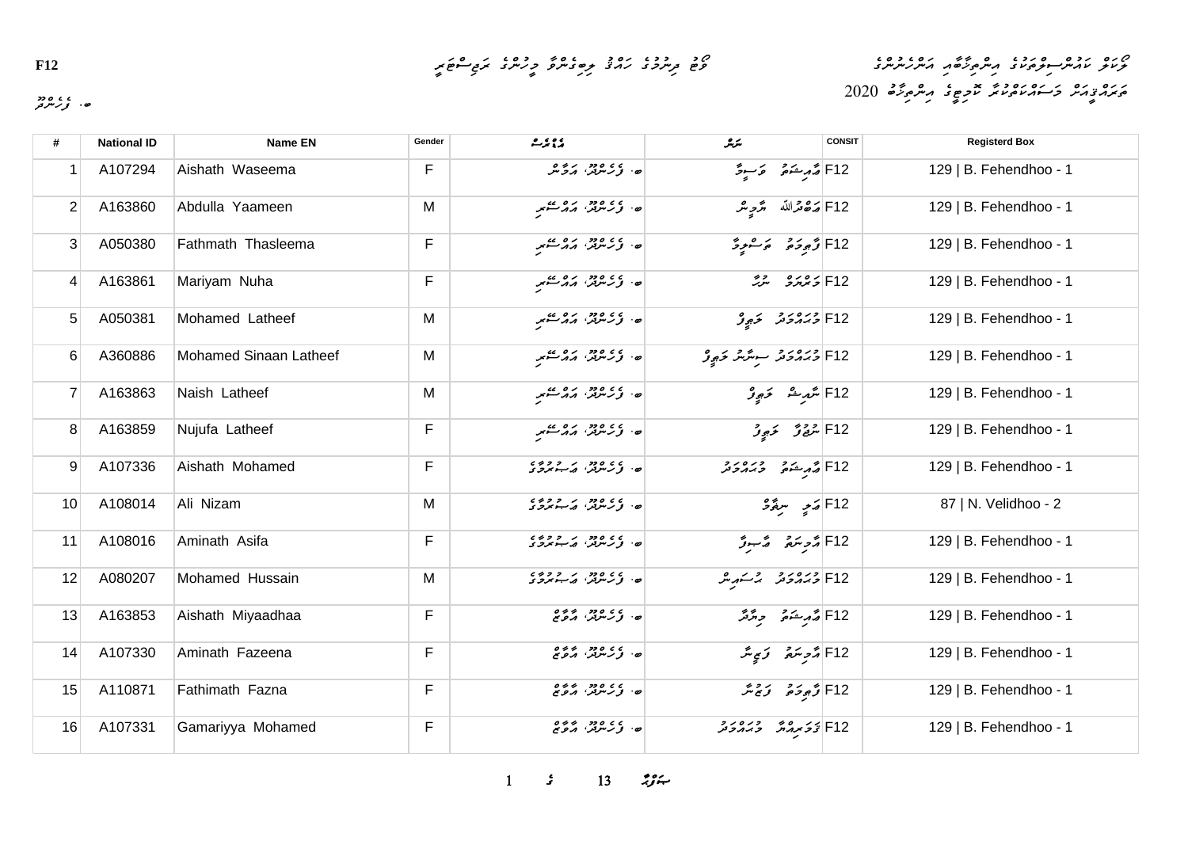ރާއްޖެ ކައުންސިލްތަކުގެ އިންތިޚާބާއި އަންހެނުންގެ ތަރައްޤީއަށް މަސައްކަތްކުރާ ކޮމިޓީގެ އިންތިޚާބު 2020

F12

ބ. ފެހެންދޫ

| # | National ID | Name EN | Gender | ޢެޑްރެސް | ނަން | CONSIT | Registerd Box |
|---|---|---|---|---|---|---|---|
| 1 | A107294 | Aishath Waseema | F | ބ. ފެހެންދޫ، އަލިވާން | އާއިޝަތު ވަސީމާ | F12 | 129 \| B. Fehendhoo - 1 |
| 2 | A163860 | Abdulla Yaameen | M | ބ. ފެހެންދޫ، އައުސަމް | އަބްދުﷲ ޔާމީން | F12 | 129 \| B. Fehendhoo - 1 |
| 3 | A050380 | Fathmath Thasleema | F | ބ. ފެހެންދޫ، އައުސަމް | ފާތިމަތު ތަސްލީމާ | F12 | 129 \| B. Fehendhoo - 1 |
| 4 | A163861 | Mariyam Nuha | F | ބ. ފެހެންދޫ، އައުސަމް | މަރިޔަމް ނުހާ | F12 | 129 \| B. Fehendhoo - 1 |
| 5 | A050381 | Mohamed Latheef | M | ބ. ފެހެންދޫ، އައުސަމް | މުޙައްމަދު ލަޠީފް | F12 | 129 \| B. Fehendhoo - 1 |
| 6 | A360886 | Mohamed Sinaan Latheef | M | ބ. ފެހެންދޫ، އައުސަމް | މުޙައްމަދު ސިނާން ލަޠީފް | F12 | 129 \| B. Fehendhoo - 1 |
| 7 | A163863 | Naish Latheef | M | ބ. ފެހެންދޫ، އައުސަމް | ނާއިޝް ލަޠީފް | F12 | 129 \| B. Fehendhoo - 1 |
| 8 | A163859 | Nujufa Latheef | F | ބ. ފެހެންދޫ، އައުސަމް | ނުޖޫފާ ލަޠީފް | F12 | 129 \| B. Fehendhoo - 1 |
| 9 | A107336 | Aishath Mohamed | F | ބ. ފެހެންދޫ، އަސުރުމާގެ | އާއިޝަތު މުޙައްމަދު | F12 | 129 \| B. Fehendhoo - 1 |
| 10 | A108014 | Ali Nizam | M | ބ. ފެހެންދޫ، އަސުރުމާގެ | އަލި ނިޒާމް | F12 | 87 \| N. Velidhoo - 2 |
| 11 | A108016 | Aminath Asifa | F | ބ. ފެހެންދޫ، އަސުރުމާގެ | އާމިނަތު އާސިފާ | F12 | 129 \| B. Fehendhoo - 1 |
| 12 | A080207 | Mohamed Hussain | M | ބ. ފެހެންދޫ، އަސުރުމާގެ | މުޙައްމަދު ޙުސައިން | F12 | 129 \| B. Fehendhoo - 1 |
| 13 | A163853 | Aishath Miyaadhaa | F | ބ. ފެހެންދޫ، އާވަޒް | އާއިޝަތު މިޔާދާ | F12 | 129 \| B. Fehendhoo - 1 |
| 14 | A107330 | Aminath Fazeena | F | ބ. ފެހެންދޫ، އާވަޒް | އާމިނަތު ފަޒީނާ | F12 | 129 \| B. Fehendhoo - 1 |
| 15 | A110871 | Fathimath Fazna | F | ބ. ފެހެންދޫ، އާވަޒް | ފާތިމަތު ފަޒްނާ | F12 | 129 \| B. Fehendhoo - 1 |
| 16 | A107331 | Gamariyya Mohamed | F | ބ. ފެހެންދޫ، އާވަޒް | ޤަމަރިއްޔާ މުޙައްމަދު | F12 | 129 \| B. Fehendhoo - 1 |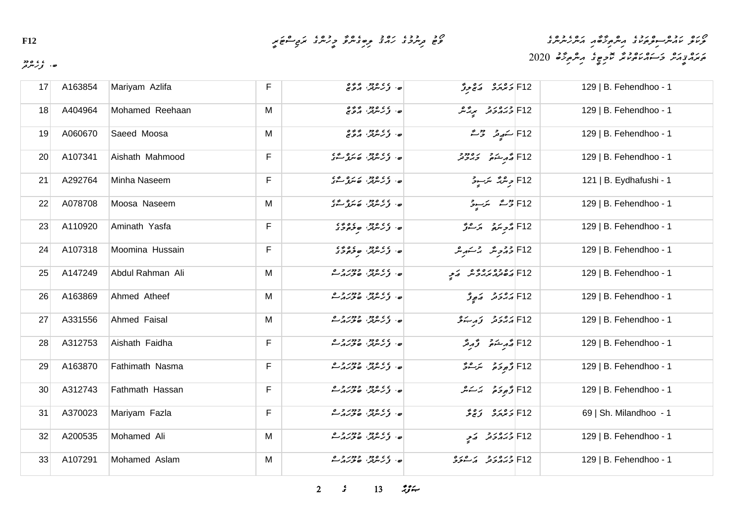| 17 | A163854 | Mariyam Azlifa | F | ބ. ފެހެންދޫ، އާލާބު | F12  މަރިޔަމް އަޒްލީފާ | 129 \| B. Fehendhoo - 1 |
|---|---|---|---|---|---|---|
| 18 | A404964 | Mohamed Reehaan | M | ބ. ފެހެންދޫ، އާލާބު | F12 މުހައްމަދު ރީހާން | 129 \| B. Fehendhoo - 1 |
| 19 | A060670 | Saeed Moosa | M | ބ. ފެހެންދޫ، އާލާބު | F12 ސައީދު މޫސާ | 129 \| B. Fehendhoo - 1 |
| 20 | A107341 | Aishath Mahmood | F | ބ. ފެހެންދޫ، ބަނަފްސާގެ | F12 އާއިޝަތު މަޙްމޫދު | 129 \| B. Fehendhoo - 1 |
| 21 | A292764 | Minha Naseem | F | ބ. ފެހެންދޫ، ބަނަފްސާގެ | F12 މިންހާ ނަސީމު | 121 \| B. Eydhafushi - 1 |
| 22 | A078708 | Moosa Naseem | M | ބ. ފެހެންދޫ، ބަނަފްސާގެ | F12 މޫސާ ނަސީމު | 129 \| B. Fehendhoo - 1 |
| 23 | A110920 | Aminath Yasfa | F | ބ. ފެހެންދޫ، ބިލެތްމާގެ | F12 އާމިނަތު ޔަސްފާ | 129 \| B. Fehendhoo - 1 |
| 24 | A107318 | Moomina Hussain | F | ބ. ފެހެންދޫ، ބިލެތްމާގެ | F12 މޫމިނާ ހުސައިން | 129 \| B. Fehendhoo - 1 |
| 25 | A147249 | Abdul Rahman Ali | M | ބ. ފެހެންދޫ، ބޮޑުހުރަސް | F12 އަބްދުއްރަޙްމާން އަލި | 129 \| B. Fehendhoo - 1 |
| 26 | A163869 | Ahmed Atheef | M | ބ. ފެހެންދޫ، ބޮޑުހުރަސް | F12 އަޙްމަދު އަތީފު | 129 \| B. Fehendhoo - 1 |
| 27 | A331556 | Ahmed Faisal | M | ބ. ފެހެންދޫ، ބޮޑުހުރަސް | F12 އަޙްމަދު ފައިސަލް | 129 \| B. Fehendhoo - 1 |
| 28 | A312753 | Aishath Faidha | F | ބ. ފެހެންދޫ، ބޮޑުހުރަސް | F12 އާއިޝަތު ފާއިދާ | 129 \| B. Fehendhoo - 1 |
| 29 | A163870 | Fathimath Nasma | F | ބ. ފެހެންދޫ، ބޮޑުހުރަސް | F12 ފާތިމަތު ނަސްމާ | 129 \| B. Fehendhoo - 1 |
| 30 | A312743 | Fathmath Hassan | F | ބ. ފެހެންދޫ، ބޮޑުހުރަސް | F12 ފާތިމަތު ހަސަން | 129 \| B. Fehendhoo - 1 |
| 31 | A370023 | Mariyam Fazla | F | ބ. ފެހެންދޫ، ބޮޑުހުރަސް | F12 މަރިޔަމް ފަޟްލާ | 69 \| Sh. Milandhoo - 1 |
| 32 | A200535 | Mohamed Ali | M | ބ. ފެހެންދޫ، ބޮޑުހުރަސް | F12 މުހައްމަދު އަލި | 129 \| B. Fehendhoo - 1 |
| 33 | A107291 | Mohamed Aslam | M | ބ. ފެހެންދޫ، ބޮޑުހުރަސް | F12 މުހައްމަދު އަސްލަމް | 129 \| B. Fehendhoo - 1 |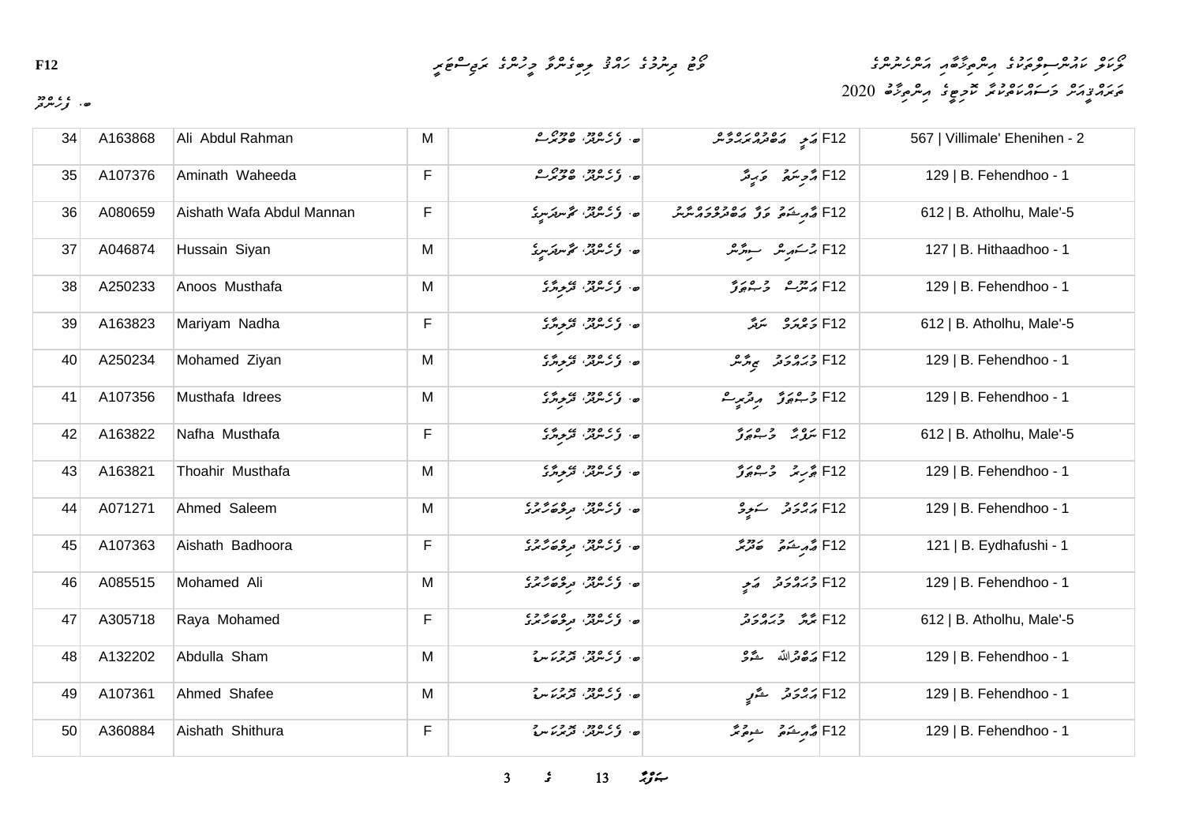| 34 | A163868 | Ali Abdul Rahman | M | ޅ. ފެހެންދޫ، ބޮޑުގެ | F12 އަލި އަބްދުއްރަޙްމާން | 567 \| Villimale' Ehenihen - 2 |
|---|---|---|---|---|---|---|
| 35 | A107376 | Aminath Waheeda | F | ޅ. ފެހެންދޫ، ބޮޑުގެ | F12 އާމިނަތު ވަހީދާ | 129 \| B. Fehendhoo - 1 |
| 36 | A080659 | Aishath Wafa Abdul Mannan | F | ޅ. ފެހެންދޫ، ނާސްޓަރިޔާ | F12 އާއިޝަތު ވަފާ އަބްދުލްމަންނާން | 612 \| B. Atholhu, Male'-5 |
| 37 | A046874 | Hussain Siyan | M | ޅ. ފެހެންދޫ، ނާސްޓަރިޔާ | F12 ހުސައިން ސިޔާން | 127 \| B. Hithaadhoo - 1 |
| 38 | A250233 | Anoos Musthafa | M | ޅ. ފެހެންދޫ، ދޮލިއާގެ | F12 އަނޫސް މުސްތަފާ | 129 \| B. Fehendhoo - 1 |
| 39 | A163823 | Mariyam Nadha | F | ޅ. ފެހެންދޫ، ދޮލިއާގެ | F12 މަރިޔަމް ނަދާ | 612 \| B. Atholhu, Male'-5 |
| 40 | A250234 | Mohamed Ziyan | M | ޅ. ފެހެންދޫ، ދޮލިއާގެ | F12 މުޙައްމަދު ޒިޔާން | 129 \| B. Fehendhoo - 1 |
| 41 | A107356 | Musthafa Idrees | M | ޅ. ފެހެންދޫ، ދޮލިއާގެ | F12 މުސްތަފާ އިދުރީސް | 129 \| B. Fehendhoo - 1 |
| 42 | A163822 | Nafha Musthafa | F | ޅ. ފެހެންދޫ، ދޮލިއާގެ | F12 ނަފްހާ މުސްތަފާ | 612 \| B. Atholhu, Male'-5 |
| 43 | A163821 | Thoahir Musthafa | M | ޅ. ފެހެންދޫ، ދޮލިއާގެ | F12 ޠާހިރު މުސްތަފާ | 129 \| B. Fehendhoo - 1 |
| 44 | A071271 | Ahmed Saleem | M | ޅ. ފެހެންދޫ، ދިލްބަހާރުގެ | F12 އަޙްމަދު ސަލީމް | 129 \| B. Fehendhoo - 1 |
| 45 | A107363 | Aishath Badhoora | F | ޅ. ފެހެންދޫ، ދިލްބަހާރުގެ | F12 އާއިޝަތު ބަދޫރާ | 121 \| B. Eydhafushi - 1 |
| 46 | A085515 | Mohamed Ali | M | ޅ. ފެހެންދޫ، ދިލްބަހާރުގެ | F12 މުޙައްމަދު އަލި | 129 \| B. Fehendhoo - 1 |
| 47 | A305718 | Raya Mohamed | F | ޅ. ފެހެންދޫ، ދިލްބަހާރުގެ | F12 ރާޔާ މުޙައްމަދު | 612 \| B. Atholhu, Male'-5 |
| 48 | A132202 | Abdulla Sham | M | ޅ. ފެހެންދޫ، ދޫރަހަނދު | F12 އަބްދުﷲ ޝާމް | 129 \| B. Fehendhoo - 1 |
| 49 | A107361 | Ahmed Shafee | M | ޅ. ފެހެންދޫ، ދޫރަހަނދު | F12 އަޙްމަދު ޝާފީ | 129 \| B. Fehendhoo - 1 |
| 50 | A360884 | Aishath Shithura | F | ޅ. ފެހެންދޫ، ދޫރަހަނދު | F12 އާއިޝަތު ޝިތުރާ | 129 \| B. Fehendhoo - 1 |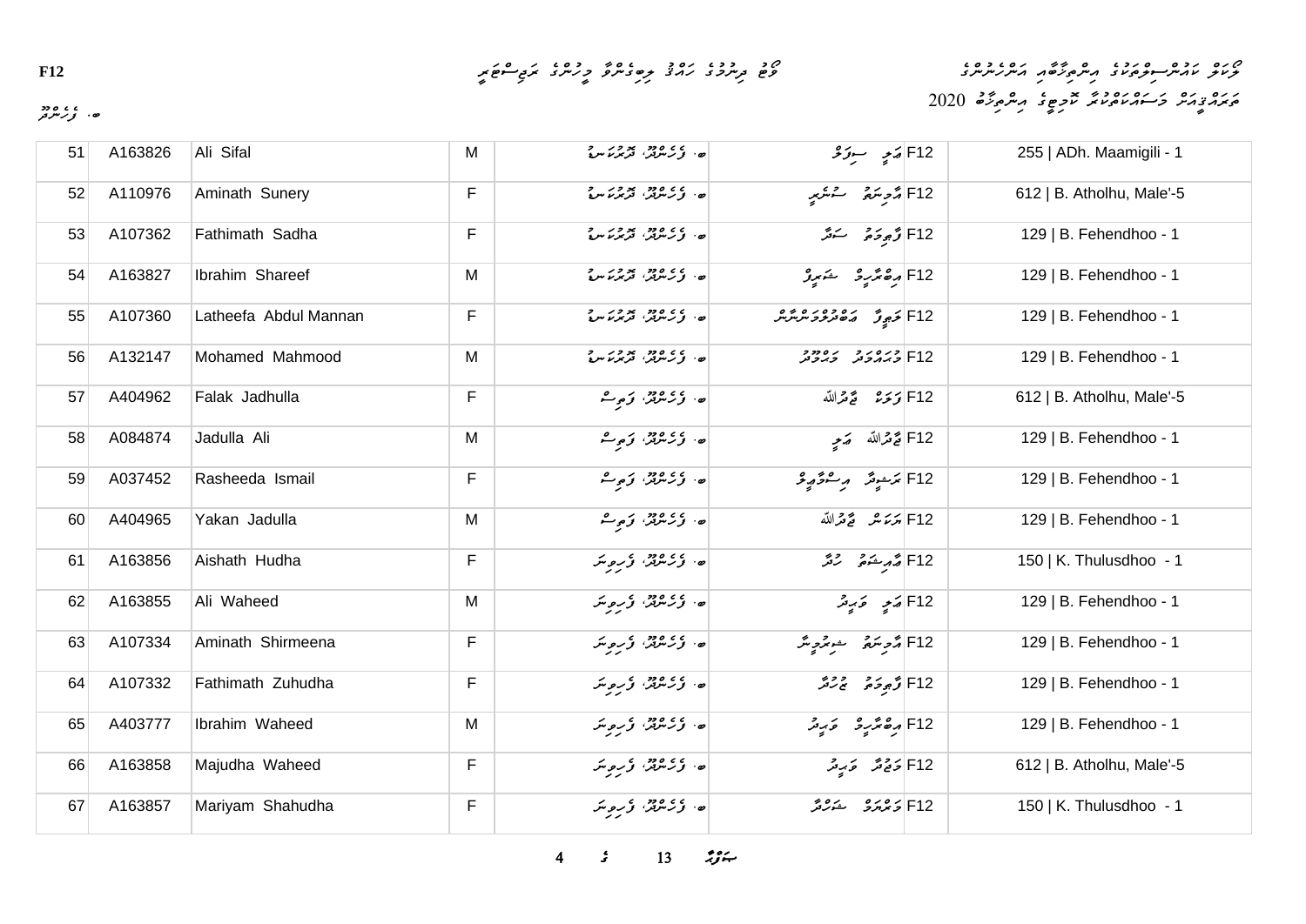ބ. ފުޅަދޫ

| 51 | A163826 | Ali Sifal | M | ބ. ފުޅަދޫ، ދޮންމަގުސް | F12 އަލީ ސިފާލް | 255 \| ADh. Maamigili - 1 |
|---|---|---|---|---|---|---|
| 52 | A110976 | Aminath Sunery | F | ބ. ފުޅަދޫ، ދޮންމަގުސް | F12 އާމިނަތު ސުނެރީ | 612 \| B. Atholhu, Male'-5 |
| 53 | A107362 | Fathimath Sadha | F | ބ. ފުޅަދޫ، ދޮންމަގުސް | F12 ފާތިމަތު ސަދާ | 129 \| B. Fehendhoo - 1 |
| 54 | A163827 | Ibrahim Shareef | M | ބ. ފުޅަދޫ، ދޮންމަގުސް | F12 އިބްރާހީމް ޝަރީފް | 129 \| B. Fehendhoo - 1 |
| 55 | A107360 | Latheefa Abdul Mannan | F | ބ. ފުޅަދޫ، ދޮންމަގުސް | F12 ލަތީފާ އަބްދުލްމަންނާން | 129 \| B. Fehendhoo - 1 |
| 56 | A132147 | Mohamed Mahmood | M | ބ. ފުޅަދޫ، ދޮންމަގުސް | F12 މުހައްމަދު މަޙްމޫދު | 129 \| B. Fehendhoo - 1 |
| 57 | A404962 | Falak Jadhulla | F | ބ. ފުޅަދޫ، ފަތިސް | F12 ފަލަކް ޖަދުﷲ | 612 \| B. Atholhu, Male'-5 |
| 58 | A084874 | Jadulla Ali | M | ބ. ފުޅަދޫ، ފަތިސް | F12 ޖަދުﷲ އަލީ | 129 \| B. Fehendhoo - 1 |
| 59 | A037452 | Rasheeda Ismail | F | ބ. ފުޅަދޫ، ފަތިސް | F12 ރަޝީދާ އިސްމާޢީލް | 129 \| B. Fehendhoo - 1 |
| 60 | A404965 | Yakan Jadulla | M | ބ. ފުޅަދޫ، ފަތިސް | F12 ޔަކަން ޖަދުﷲ | 129 \| B. Fehendhoo - 1 |
| 61 | A163856 | Aishath Hudha | F | ބ. ފުޅަދޫ، ފެހިވިނަ | F12 އާއިޝަތު ހުދާ | 150 \| K. Thulusdhoo - 1 |
| 62 | A163855 | Ali Waheed | M | ބ. ފުޅަދޫ، ފެހިވިނަ | F12 އަލީ ވަޙީދު | 129 \| B. Fehendhoo - 1 |
| 63 | A107334 | Aminath Shirmeena | F | ބ. ފުޅަދޫ، ފެހިވިނަ | F12 އާމިނަތު ޝިރުމީނާ | 129 \| B. Fehendhoo - 1 |
| 64 | A107332 | Fathimath Zuhudha | F | ބ. ފުޅަދޫ، ފެހިވިނަ | F12 ފާތިމަތު ޒުހުދާ | 129 \| B. Fehendhoo - 1 |
| 65 | A403777 | Ibrahim Waheed | M | ބ. ފުޅަދޫ، ފެހިވިނަ | F12 އިބްރާހީމް ވަޙީދު | 129 \| B. Fehendhoo - 1 |
| 66 | A163858 | Majudha Waheed | F | ބ. ފުޅަދޫ، ފެހިވިނަ | F12 މާޖިދާ ވަޙީދު | 612 \| B. Atholhu, Male'-5 |
| 67 | A163857 | Mariyam Shahudha | F | ބ. ފުޅަދޫ، ފެހިވިނަ | F12 މަރިޔަމް ޝަހުދާ | 150 \| K. Thulusdhoo - 1 |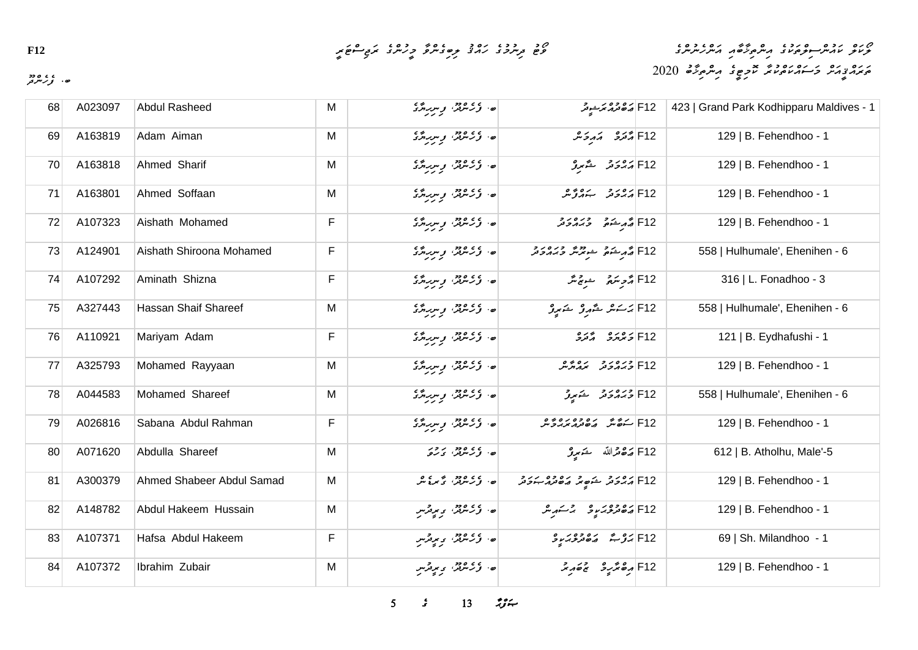| 68 | A023097 | Abdul Rasheed | M | ھ. وَرَسْرَتْرُ، وِسِرِبِرَّدَ | F12 مَەْھْرُمْ بَرَسْبِتْرُ | 423 \| Grand Park Kodhipparu Maldives - 1 |
|---|---|---|---|---|---|---|
| 69 | A163819 | Adam Aiman | M | ھ. وَرَسْرَتْرُ، وِسِرِبِرَّدَ | F12 مُحَرَدْ مَہرِحَسْ | 129 \| B. Fehendhoo - 1 |
| 70 | A163818 | Ahmed Sharif | M | ھ. وَرَسْرَتْرُ، وِسِرِبِرَّدَ | F12 مَہْرَحَدْ شَہْرُ | 129 \| B. Fehendhoo - 1 |
| 71 | A163801 | Ahmed Soffaan | M | ھ. وَرَسْرَتْرُ، وِسِرِبِرَّدَ | F12 مَہْرَحَدْ سَہْرُوْسْ | 129 \| B. Fehendhoo - 1 |
| 72 | A107323 | Aishath Mohamed | F | ھ. وَرَسْرَتْرُ، وِسِرِبِرَّدَ | F12 مُحْمِسْخَمْ وَبَرَمْرَدْ | 129 \| B. Fehendhoo - 1 |
| 73 | A124901 | Aishath Shiroona Mohamed | F | ھ. وَرَسْرَتْرُ، وِسِرِبِرَّدَ | F12 مُحْمِسْخَمْ شِوِتْرْسْ وَبَرَمْرَدْ | 558 \| Hulhumale', Ehenihen - 6 |
| 74 | A107292 | Aminath Shizna | F | ھ. وَرَسْرَتْرُ، وِسِرِبِرَّدَ | F12 مُحَرِسَرَةْ سْوِجَسْ | 316 \| L. Fonadhoo - 3 |
| 75 | A327443 | Hassan Shaif Shareef | M | ھ. وَرَسْرَتْرُ، وِسِرِبِرَّدَ | F12 بَرَسَسْ سْتَمْرِزْ شَمَرِزْ | 558 \| Hulhumale', Ehenihen - 6 |
| 76 | A110921 | Mariyam Adam | F | ھ. وَرَسْرَتْرُ، وِسِرِبِرَّدَ | F12 وَمْرَمَرْ مُحَرَدْ | 121 \| B. Eydhafushi - 1 |
| 77 | A325793 | Mohamed Rayyaan | M | ھ. وَرَسْرَتْرُ، وِسِرِبِرَّدَ | F12 وَبَرَمْرَدْ بَرَمْرَسْ | 129 \| B. Fehendhoo - 1 |
| 78 | A044583 | Mohamed Shareef | M | ھ. وَرَسْرَتْرُ، وِسِرِبِرَّدَ | F12 وَبَرَمْرَدْ شَمَرِزْ | 558 \| Hulhumale', Ehenihen - 6 |
| 79 | A026816 | Sabana Abdul Rahman | F | ھ. وَرَسْرَتْرُ، وِسِرِبِرَّدَ | F12 سَےَمَسْ مَەْھْرُمْ بَرَمْرَوْسْ | 129 \| B. Fehendhoo - 1 |
| 80 | A071620 | Abdulla Shareef | M | ھ. وَرَسْرَتْرُ، دَرْدَ | F12 مَەْھْرَاللهُ شَمَرِزْ | 612 \| B. Atholhu, Male'-5 |
| 81 | A300379 | Ahmed Shabeer Abdul Samad | M | ھ. وَرَسْرَتْرُ، وَبِرِعْسْ | F12 مَہْرَحَدْ شَمَوِرْ مَەْھْرُمْ سَوَدْ | 129 \| B. Fehendhoo - 1 |
| 82 | A148782 | Abdul Hakeem Hussain | M | ھ. وَرَسْرَتْرُ، دِيِرْتَرْسْ | F12 مَەْھْرُمْرَبِوْ بُرْسَہرِسْ | 129 \| B. Fehendhoo - 1 |
| 83 | A107371 | Hafsa Abdul Hakeem | F | ھ. وَرَسْرَتْرُ، دِيِرْتَرْسْ | F12 بَرْوْسَّ مَەْھْرُمْرَبِوْ | 69 \| Sh. Milandhoo - 1 |
| 84 | A107372 | Ibrahim Zubair | M | ھ. وَرَسْرَتْرُ، دِيِرْتَرْسْ | F12 مِرْھَمَّرِوْ جُھَمِرْ | 129 \| B. Fehendhoo - 1 |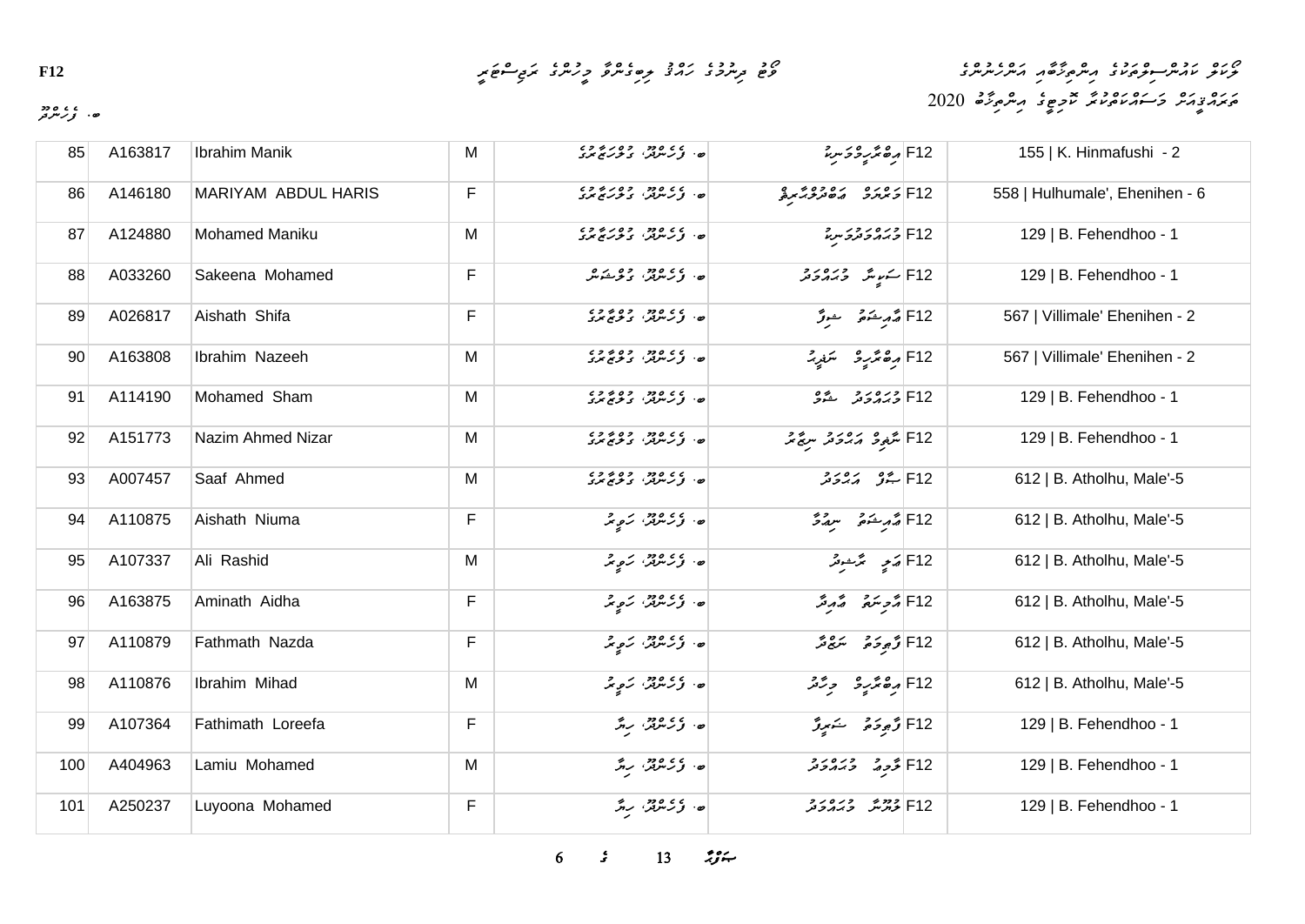| 85 | A163817 | Ibrahim Manik | M | ھ. وَرَسْعُرْ، دُوْرَيَ بُرْ | F12 مِرْھُتَرِ دُوَسِرْ | 155 \| K. Hinmafushi - 2 |
|---|---|---|---|---|---|---|
| 86 | A146180 | MARIYAM ABDUL HARIS | F | ھ. وَرَسْعُرْ، دُوْرَيَ بُرْ | F12 وَبْرُرْ رَھْدُرْ وُبُرْمُ | 558 \| Hulhumale', Ehenihen - 6 |
| 87 | A124880 | Mohamed Maniku | M | ھ. وَرَسْعُرْ، دُوْرَيَ بُرْ | F12 وُبَرُوْرْ وَسِرُ | 129 \| B. Fehendhoo - 1 |
| 88 | A033260 | Sakeena Mohamed | F | ھ. وَرَسْعُرْ، دُوْشَرْ | F12 سَبِسْ وُبَرُدُ | 129 \| B. Fehendhoo - 1 |
| 89 | A026817 | Aishath Shifa | F | ھ. وَرَسْعُرْ، دُوْجُ بُرْ | F12 مُرِشَمْ شِوْرٌ | 567 \| Villimale' Ehenihen - 2 |
| 90 | A163808 | Ibrahim Nazeeh | M | ھ. وَرَسْعُرْ، دُوْجُ بُرْ | F12 مِھْتَرِ سَفِرُ | 567 \| Villimale' Ehenihen - 2 |
| 91 | A114190 | Mohamed Sham | M | ھ. وَرَسْعُرْ، دُوْجُ بُرْ | F12 وُبَرُدُ شَرْ | 129 \| B. Fehendhoo - 1 |
| 92 | A151773 | Nazim Ahmed Nizar | M | ھ. وَرَسْعُرْ، دُوْجُ بُرْ | F12 سَجِوْ رَرُدُ سِعَرُ | 129 \| B. Fehendhoo - 1 |
| 93 | A007457 | Saaf Ahmed | M | ھ. وَرَسْعُرْ، دُوْجُ بُرْ | F12 سَوْ رَرُدُ | 612 \| B. Atholhu, Male'-5 |
| 94 | A110875 | Aishath Niuma | F | ھ. وَرَسْعُرْ، رَوِمُ | F12 مُرِشَمْ سِمُرُّ | 612 \| B. Atholhu, Male'-5 |
| 95 | A107337 | Ali Rashid | M | ھ. وَرَسْعُرْ، رَوِمُ | F12 رَجِ بُرْشِعْرُ | 612 \| B. Atholhu, Male'-5 |
| 96 | A163875 | Aminath Aidha | F | ھ. وَرَسْعُرْ، رَوِمُ | F12 مُرِسَمْ مُرِمُّ | 612 \| B. Atholhu, Male'-5 |
| 97 | A110879 | Fathmath Nazda | F | ھ. وَرَسْعُرْ، رَوِمُ | F12 وُجِرَمْ سَرِعْمُ | 612 \| B. Atholhu, Male'-5 |
| 98 | A110876 | Ibrahim Mihad | M | ھ. وَرَسْعُرْ، رَوِمُ | F12 مِھْتَرِ وِرُمُّ | 612 \| B. Atholhu, Male'-5 |
| 99 | A107364 | Fathimath Loreefa | F | ھ. وَرَسْعُرْ، رِمُ | F12 وُجِرَمْ سَبِرُو | 129 \| B. Fehendhoo - 1 |
| 100 | A404963 | Lamiu Mohamed | M | ھ. وَرَسْعُرْ، رِمُ | F12 وُجِرُ وُبَرُدُ | 129 \| B. Fehendhoo - 1 |
| 101 | A250237 | Luyoona Mohamed | F | ھ. وَرَسْعُرْ، رِمُ | F12 وُدُسْ وُبَرُدُ | 129 \| B. Fehendhoo - 1 |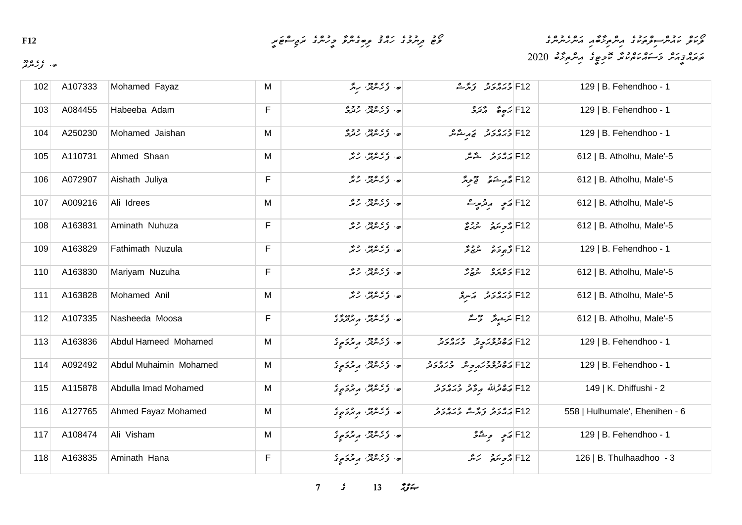| 102 | A107333 | Mohamed Fayaz | M | ھ. وَرَسْرُوْ، رِبَرَ | F12 وُبَرْدُوَتْرُ وَبَرَّتْ | 129 \| B. Fehendhoo - 1 |
|---|---|---|---|---|---|---|
| 103 | A084455 | Habeeba Adam | F | ھ. وَرَسْرُوْ، رُبْرَوْ | F12 بَرِھَ اُبَرَوْ | 129 \| B. Fehendhoo - 1 |
| 104 | A250230 | Mohamed Jaishan | M | ھ. وَرَسْرُوْ، رُبْرَوْ | F12 وُبَرْدُوَتْرُ یَرِ شَرْ | 129 \| B. Fehendhoo - 1 |
| 105 | A110731 | Ahmed Shaan | M | ھ. وَرَسْرُوْ، رُبَرَ | F12 اَبْرُوَتْرُ شَرْ | 612 \| B. Atholhu, Male'-5 |
| 106 | A072907 | Aishath Juliya | F | ھ. وَرَسْرُوْ، رُبَرَ | F12 اَرِشَوْ یُوِبَرَ | 612 \| B. Atholhu, Male'-5 |
| 107 | A009216 | Ali Idrees | M | ھ. وَرَسْرُوْ، رُبَرَ | F12 اَبِي رِتْرِبِرِتْ | 612 \| B. Atholhu, Male'-5 |
| 108 | A163831 | Aminath Nuhuza | F | ھ. وَرَسْرُوْ، رُبَرَ | F12 اُوِسَرَوْ سُرْیُ | 612 \| B. Atholhu, Male'-5 |
| 109 | A163829 | Fathimath Nuzula | F | ھ. وَرَسْرُوْ، رُبَرَ | F12 وُبِوَوْ سُرْبِوْ | 129 \| B. Fehendhoo - 1 |
| 110 | A163830 | Mariyam Nuzuha | F | ھ. وَرَسْرُوْ، رُبَرَ | F12 وَبْرَبَرْوْ سُرْیُ | 612 \| B. Atholhu, Male'-5 |
| 111 | A163828 | Mohamed Anil | M | ھ. وَرَسْرُوْ، رُبَرَ | F12 وُبَرْدُوَتْرُ اَسِرِوْ | 612 \| B. Atholhu, Male'-5 |
| 112 | A107335 | Nasheeda Moosa | F | ھ. وَرَسْرُوْ، رِبْرُوْرُوْ | F12 سَرْشِبِرَ وُتْ | 612 \| B. Atholhu, Male'-5 |
| 113 | A163836 | Abdul Hameed Mohamed | M | ھ. وَرَسْرُوْ، رِبْرُوَرِوْ | F12 اَھْبْرُوْبَرِتْرُ وُبَرْدُوَتْرُ | 129 \| B. Fehendhoo - 1 |
| 114 | A092492 | Abdul Muhaimin Mohamed | M | ھ. وَرَسْرُوْ، رِبْرُوَرِوْ | F12 اَھْبْرُوْوُبَرِوِسْ وُبَرْدُوَتْرُ | 129 \| B. Fehendhoo - 1 |
| 115 | A115878 | Abdulla Imad Mohamed | M | ھ. وَرَسْرُوْ، رِبْرُوَرِوْ | F12 اَھْبْرُاللہ رِوَتْرُ وُبَرْدُوَتْرُ | 149 \| K. Dhiffushi - 2 |
| 116 | A127765 | Ahmed Fayaz Mohamed | M | ھ. وَرَسْرُوْ، رِبْرُوَرِوْ | F12 اَبْرُوَتْرُ وَبَرَتْ وُبَرْدُوَتْرُ | 558 \| Hulhumale', Ehenihen - 6 |
| 117 | A108474 | Ali Visham | M | ھ. وَرَسْرُوْ، رِبْرُوَرِوْ | F12 اَبِي وِشَوْ | 129 \| B. Fehendhoo - 1 |
| 118 | A163835 | Aminath Hana | F | ھ. وَرَسْرُوْ، رِبْرُوَرِوْ | F12 اُوِسَرَوْ رَسَ | 126 \| B. Thulhaadhoo - 3 |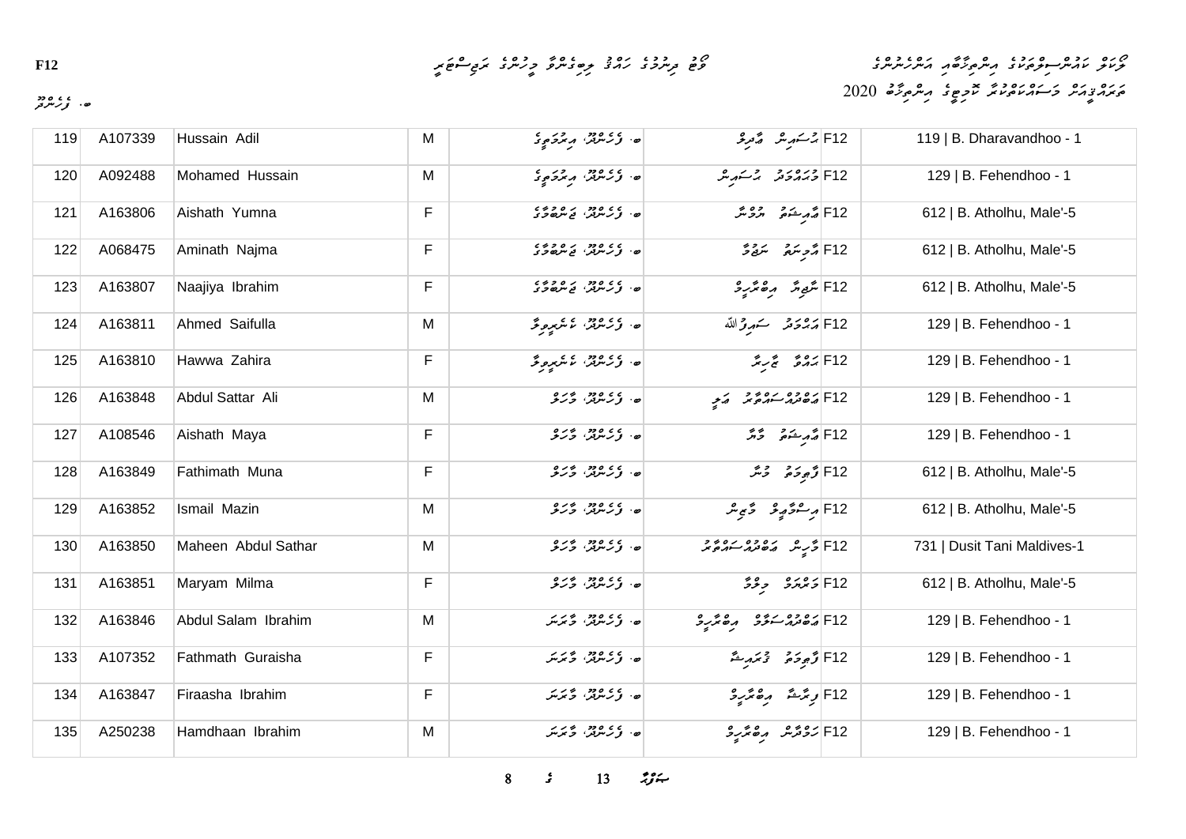ޕާކިންސަންގެ ޖައްސަ ޖެހިފައިވާ މީހުން ކޮށްފައިވާ ތަރުކީބު އަދި ޢާއިލާ ޝަރީކުން 2020 F12

ބ. ފެހެންދޫ

| 119 | A107339 | Hussain Adil | M | ބ. ފެހެންދޫ، އިރުމަތީގެ | ޙުސައިން އާދިލް F12 | 119 \| B. Dharavandhoo - 1 |
|---|---|---|---|---|---|---|
| 120 | A092488 | Mohamed Hussain | M | ބ. ފެހެންދޫ، އިރުމަތީގެ | މުޙައްމަދު ޙުސައިން F12 | 129 \| B. Fehendhoo - 1 |
| 121 | A163806 | Aishath Yumna | F | ބ. ފެހެންދޫ، ގަސްބަގީޗާ | އައިޝަތު ޔުމްނާ F12 | 612 \| B. Atholhu, Male'-5 |
| 122 | A068475 | Aminath Najma | F | ބ. ފެހެންދޫ، ގަސްބަގީޗާ | އާމިނަތު ނަޖްމާ F12 | 612 \| B. Atholhu, Male'-5 |
| 123 | A163807 | Naajiya Ibrahim | F | ބ. ފެހެންދޫ، ގަސްބަގީޗާ | ނާޖިޔާ އިބްރާހީމް F12 | 612 \| B. Atholhu, Male'-5 |
| 124 | A163811 | Ahmed Saifulla | M | ބ. ފެހެންދޫ، ގުލިސްތާނު | އަޙްމަދު ސައިފުﷲ F12 | 129 \| B. Fehendhoo - 1 |
| 125 | A163810 | Hawwa Zahira | F | ބ. ފެހެންދޫ، ގުލިސްތާނު | ހައްވާ ޒާހިރާ F12 | 129 \| B. Fehendhoo - 1 |
| 126 | A163848 | Abdul Sattar Ali | M | ބ. ފެހެންދޫ، މާހިލް | އަބްދުލްސައްތާރު ޢަލީ F12 | 129 \| B. Fehendhoo - 1 |
| 127 | A108546 | Aishath Maya | F | ބ. ފެހެންދޫ، މާހިލް | އައިޝަތު މާޔާ F12 | 129 \| B. Fehendhoo - 1 |
| 128 | A163849 | Fathimath Muna | F | ބ. ފެހެންދޫ، މާހިލް | ފާތިމަތު މުނާ F12 | 612 \| B. Atholhu, Male'-5 |
| 129 | A163852 | Ismail Mazin | M | ބ. ފެހެންދޫ، މާހިލް | އިސްމާޢީލް މާޒިން F12 | 612 \| B. Atholhu, Male'-5 |
| 130 | A163850 | Maheen Abdul Sathar | M | ބ. ފެހެންދޫ، މާހިލް | މާހީން އަބްދުލްސައްތާރު F12 | 731 \| Dusit Tani Maldives-1 |
| 131 | A163851 | Maryam Milma | F | ބ. ފެހެންދޫ، މާހިލް | މަރްޔަމް މިލްމާ F12 | 612 \| B. Atholhu, Male'-5 |
| 132 | A163846 | Abdul Salam Ibrahim | M | ބ. ފެހެންދޫ، މާރަނަ | އަބްދުލްސަލާމް އިބްރާހީމް F12 | 129 \| B. Fehendhoo - 1 |
| 133 | A107352 | Fathmath Guraisha | F | ބ. ފެހެންދޫ، މާރަނަ | ފާތިމަތު ގުރައިޝާ F12 | 129 \| B. Fehendhoo - 1 |
| 134 | A163847 | Firaasha Ibrahim | F | ބ. ފެހެންދޫ، މާރަނަ | ފިރާޝާ އިބްރާހީމް F12 | 129 \| B. Fehendhoo - 1 |
| 135 | A250238 | Hamdhaan Ibrahim | M | ބ. ފެހެންދޫ، މާރަނަ | ހަމްދާން އިބްރާހީމް F12 | 129 \| B. Fehendhoo - 1 |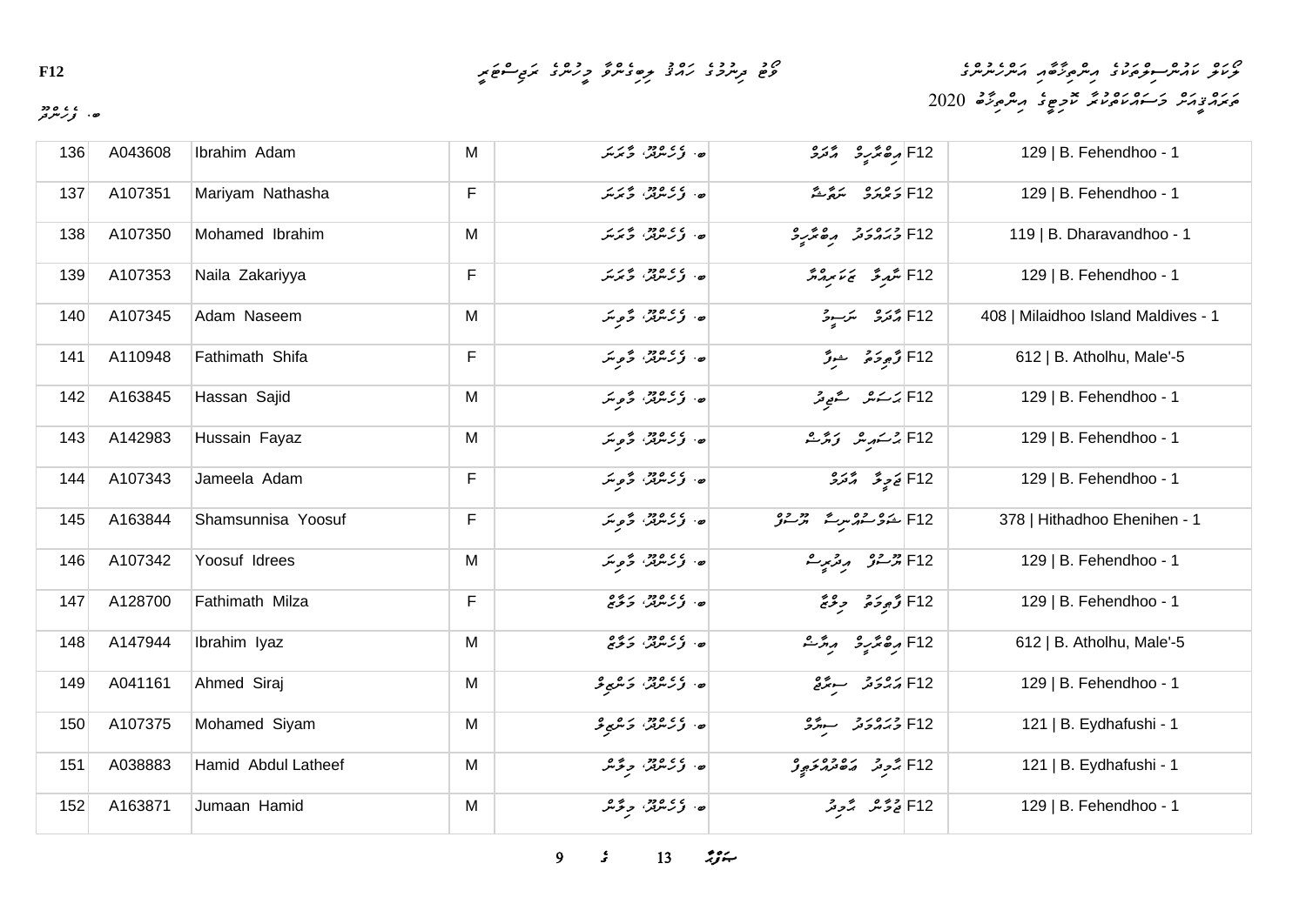| 136 | A043608 | Ibrahim Adam | M | ބ. ފެހެންދޫ، މާރަނަ | F12 އިބްރާހީމް އާދަމް | 129 \| B. Fehendhoo - 1 |
|---|---|---|---|---|---|---|
| 137 | A107351 | Mariyam Nathasha | F | ބ. ފެހެންދޫ، މާރަނަ | F12 މަރިޔަމް ނަތާޝާ | 129 \| B. Fehendhoo - 1 |
| 138 | A107350 | Mohamed Ibrahim | M | ބ. ފެހެންދޫ، މާރަނަ | F12 މުހައްމަދު އިބްރާހީމް | 119 \| B. Dharavandhoo - 1 |
| 139 | A107353 | Naila Zakariyya | F | ބ. ފެހެންދޫ، މާރަނަ | F12 ނާއިލާ ޒަކަރިއްޔާ | 129 \| B. Fehendhoo - 1 |
| 140 | A107345 | Adam Naseem | M | ބ. ފެހެންދޫ، މާލިނަ | F12 އާދަމް ނަސީމް | 408 \| Milaidhoo Island Maldives - 1 |
| 141 | A110948 | Fathimath Shifa | F | ބ. ފެހެންދޫ، މާލިނަ | F12 ފާތިމަތު ޝިފާ | 612 \| B. Atholhu, Male'-5 |
| 142 | A163845 | Hassan Sajid | M | ބ. ފެހެންދޫ، މާލިނަ | F12 ހަސަން ސާޖިދު | 129 \| B. Fehendhoo - 1 |
| 143 | A142983 | Hussain Fayaz | M | ބ. ފެހެންދޫ، މާލިނަ | F12 ހުސައިން ފައްޔާޒް | 129 \| B. Fehendhoo - 1 |
| 144 | A107343 | Jameela Adam | F | ބ. ފެހެންދޫ، މާލިނަ | F12 ޖަމީލާ އާދަމް | 129 \| B. Fehendhoo - 1 |
| 145 | A163844 | Shamsunnisa Yoosuf | F | ބ. ފެހެންދޫ، މާލިނަ | F12 ޝަމްސުންނިސާ ޔޫސުފް | 378 \| Hithadhoo Ehenihen - 1 |
| 146 | A107342 | Yoosuf Idrees | M | ބ. ފެހެންދޫ، މާލިނަ | F12 ޔޫސުފް އިދްރީސް | 129 \| B. Fehendhoo - 1 |
| 147 | A128700 | Fathimath Milza | F | ބ. ފެހެންދޫ، މަލާޒް | F12 ފާތިމަތު މިލްޒާ | 129 \| B. Fehendhoo - 1 |
| 148 | A147944 | Ibrahim Iyaz | M | ބ. ފެހެންދޫ، މަލާޒް | F12 އިބްރާހީމް އިޔާޒް | 612 \| B. Atholhu, Male'-5 |
| 149 | A041161 | Ahmed Siraj | M | ބ. ފެހެންދޫ، މަންޖެލް | F12 އަހްމަދު ސިރާޖް | 129 \| B. Fehendhoo - 1 |
| 150 | A107375 | Mohamed Siyam | M | ބ. ފެހެންދޫ، މަންޖެލް | F12 މުހައްމަދު ސިޔާމް | 121 \| B. Eydhafushi - 1 |
| 151 | A038883 | Hamid Abdul Latheef | M | ބ. ފެހެންދޫ، މިލާން | F12 ހާމިދު އަބްދުއްލަޠީފް | 121 \| B. Eydhafushi - 1 |
| 152 | A163871 | Jumaan Hamid | M | ބ. ފެހެންދޫ، މިލާން | F12 ޖުމާން ހާމިދު | 129 \| B. Fehendhoo - 1 |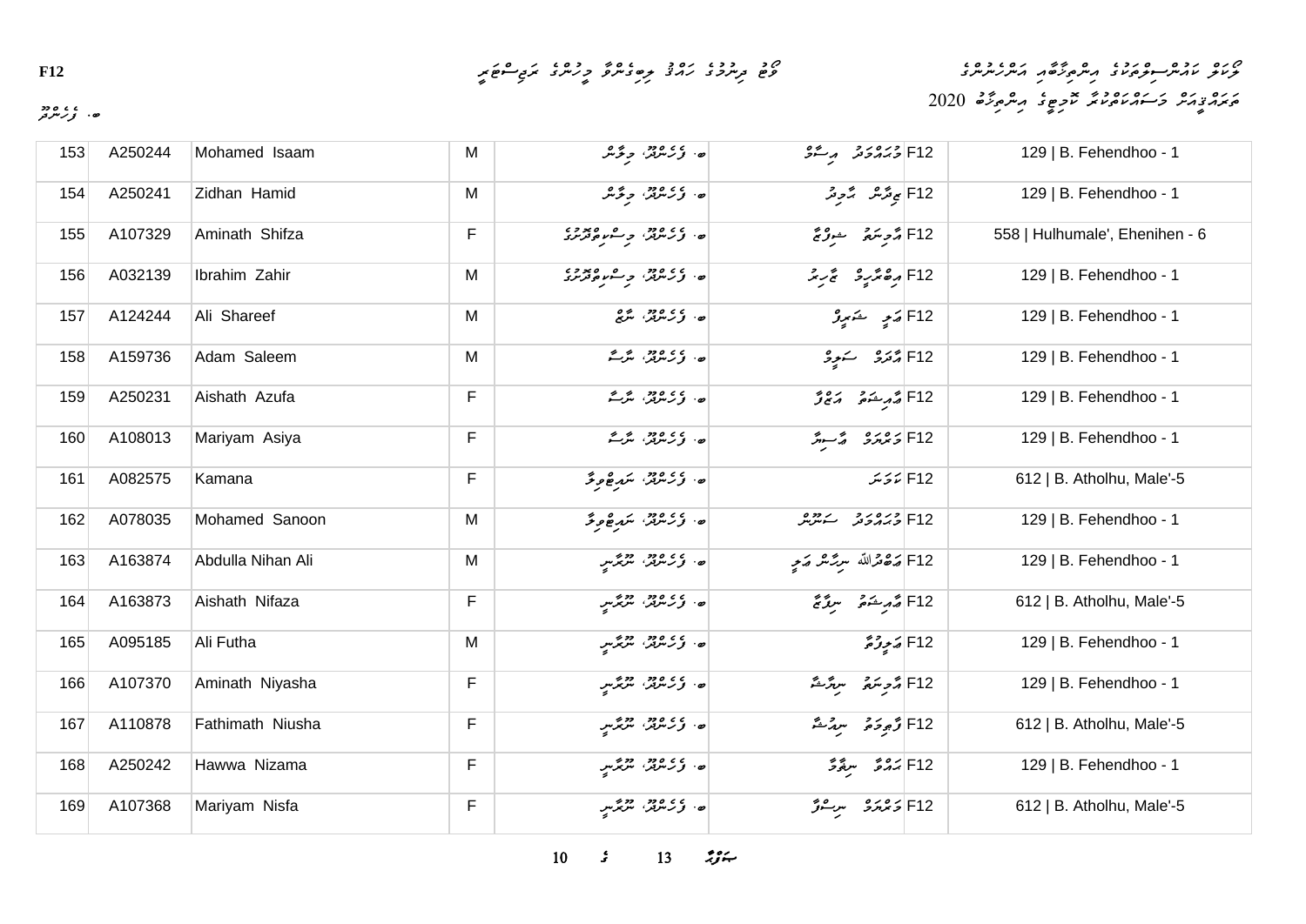| 153 | A250244 | Mohamed Isaam | M | ‏ه. ؤرَسْرَتْرُ، وِرَّسْر | F12 وَبَرْمُرْدَتْرُ رِسَّرْ | 129 \| B. Fehendhoo - 1 |
|---|---|---|---|---|---|---|
| 154 | A250241 | Zidhan Hamid | M | ‏ه. ؤرَسْرَتْرُ، وِرَّسْر | F12 يِحِتْرَسْر بَرُّحِتْرُ | 129 \| B. Fehendhoo - 1 |
| 155 | A107329 | Aminath Shifza | F | ‏ه. ؤرَسْرَتْرُ، وِسْرَسِوَتْرَتْرَى | F12 مُرَّحِ سَرَحْ سُوِرُّحْ | 558 \| Hulhumale', Ehenihen - 6 |
| 156 | A032139 | Ibrahim Zahir | M | ‏ه. ؤرَسْرَتْرُ، وِسْرَسِوَتْرَتْرَى | F12 مِرْحَمَّرِ وَ حَمْرِ بَرُ | 129 \| B. Fehendhoo - 1 |
| 157 | A124244 | Ali Shareef | M | ‏ه. ؤرَسْرَتْرُ، سَرْعَ | F12 مَرْحِ سَتَمِرِوْ | 129 \| B. Fehendhoo - 1 |
| 158 | A159736 | Adam Saleem | M | ‏ه. ؤرَسْرَتْرُ، سَرْسَّ | F12 مُرْتَرُوْ سَنَوِيْوْ | 129 \| B. Fehendhoo - 1 |
| 159 | A250231 | Aishath Azufa | F | ‏ه. ؤرَسْرَتْرُ، سَرْسَّ | F12 مُرْمِرْشَنَحْ مَرْحَوَّ | 129 \| B. Fehendhoo - 1 |
| 160 | A108013 | Mariyam Asiya | F | ‏ه. ؤرَسْرَتْرُ، سَرْسَّ | F12 وَبَرْمَرْدْ مُرْسِيْمَرُ | 129 \| B. Fehendhoo - 1 |
| 161 | A082575 | Kamana | F | ‏ه. ؤرَسْرَتْرُ، سَرْمِرْعَ وِرَّ | F12 نَرَوَسَرُ | 612 \| B. Atholhu, Male'-5 |
| 162 | A078035 | Mohamed Sanoon | M | ‏ه. ؤرَسْرَتْرُ، سَرْمِرْعَ وِرَّ | F12 وَبَرْمُرْدَتْرُ سَنَرْتْرُسْر | 129 \| B. Fehendhoo - 1 |
| 163 | A163874 | Abdulla Nihan Ali | M | ‏ه. ؤرَسْرَتْرُ، سَرْسَرْمِرْ | F12 مَرْحَدْاللّه سِرْرُسْر مَرْحِ | 129 \| B. Fehendhoo - 1 |
| 164 | A163873 | Aishath Nifaza | F | ‏ه. ؤرَسْرَتْرُ، سَرْسَرْمِرْ | F12 مُرْمِرْشَنَحْ سِرُوَّحْ | 612 \| B. Atholhu, Male'-5 |
| 165 | A095185 | Ali Futha | M | ‏ه. ؤرَسْرَتْرُ، سَرْسَرْمِرْ | F12 مَرْحِ وَرْحَ | 129 \| B. Fehendhoo - 1 |
| 166 | A107370 | Aminath Niyasha | F | ‏ه. ؤرَسْرَتْرُ، سَرْسَرْمِرْ | F12 مُرَّحِ سَرَحْ سِرْمَرْشَّ | 129 \| B. Fehendhoo - 1 |
| 167 | A110878 | Fathimath Niusha | F | ‏ه. ؤرَسْرَتْرُ، سَرْسَرْمِرْ | F12 وَّحِوَرَحْ سِرْرُشَّ | 612 \| B. Atholhu, Male'-5 |
| 168 | A250242 | Hawwa Nizama | F | ‏ه. ؤرَسْرَتْرُ، سَرْسَرْمِرْ | F12 بَرْمُرْوَّ سِرْحَوَّ | 129 \| B. Fehendhoo - 1 |
| 169 | A107368 | Mariyam Nisfa | F | ‏ه. ؤرَسْرَتْرُ، سَرْسَرْمِرْ | F12 وَبَرْمَرْدْ سِرْسُوَّ | 612 \| B. Atholhu, Male'-5 |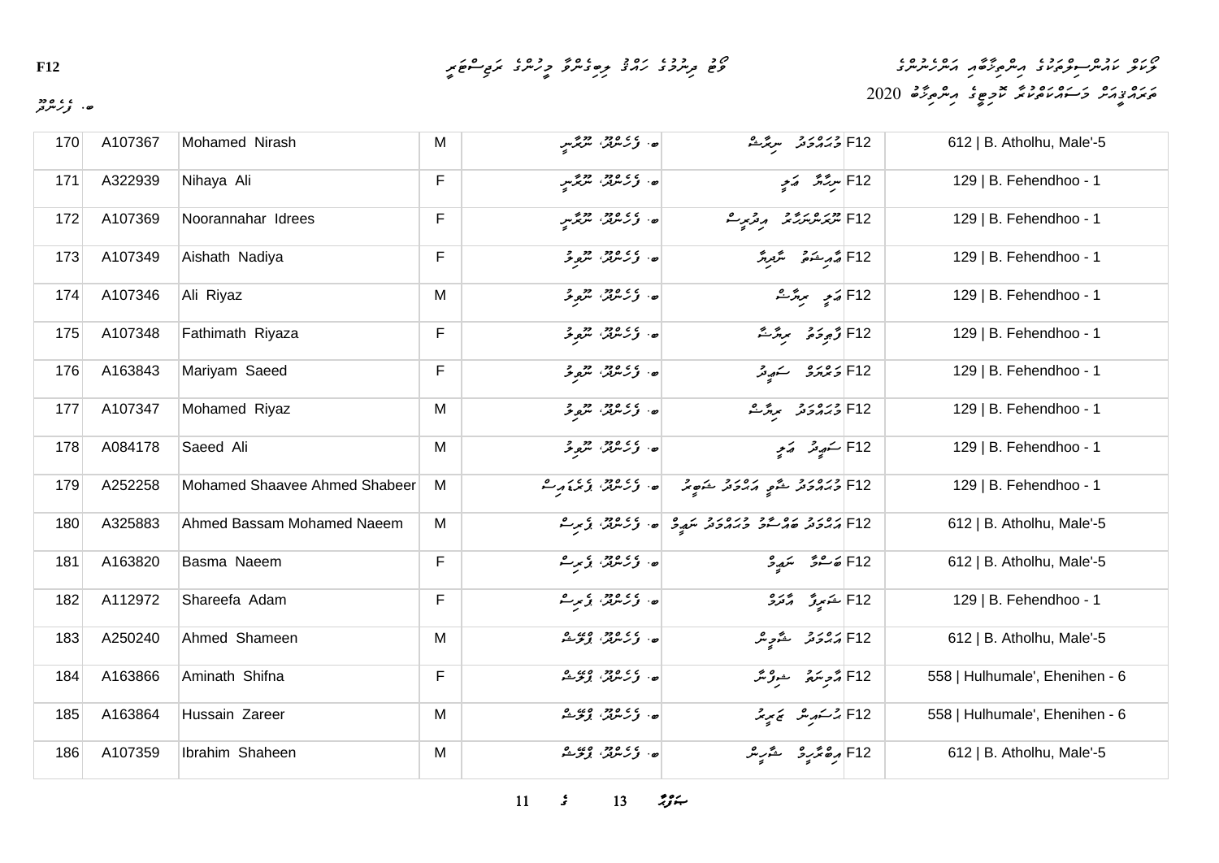ޕާލަމެންޓަރީ އިންތިޚާބު 2020 ގައި ވޯޓުލާ ފަރާތްތަކުގެ ލިސްޓު

ބ. ފެހެންދޫ

| 170 | A107367 | Mohamed Nirash | M | ބ. ފެހެންދޫ، ނޫރާނީ | F12 | 612 \| B. Atholhu, Male'-5 |
|---|---|---|---|---|---|---|
| 171 | A322939 | Nihaya Ali | F | ބ. ފެހެންދޫ، ނޫރާނީ | F12 | 129 \| B. Fehendhoo - 1 |
| 172 | A107369 | Noorannahar Idrees | F | ބ. ފެހެންދޫ، ނޫރާނީ | F12 | 129 \| B. Fehendhoo - 1 |
| 173 | A107349 | Aishath Nadiya | F | ބ. ފެހެންދޫ، ނޫރުވާ | F12 | 129 \| B. Fehendhoo - 1 |
| 174 | A107346 | Ali Riyaz | M | ބ. ފެހެންދޫ، ނޫރުވާ | F12 | 129 \| B. Fehendhoo - 1 |
| 175 | A107348 | Fathimath Riyaza | F | ބ. ފެހެންދޫ، ނޫރުވާ | F12 | 129 \| B. Fehendhoo - 1 |
| 176 | A163843 | Mariyam Saeed | F | ބ. ފެހެންދޫ، ނޫރުވާ | F12 | 129 \| B. Fehendhoo - 1 |
| 177 | A107347 | Mohamed Riyaz | M | ބ. ފެހެންދޫ، ނޫރުވާ | F12 | 129 \| B. Fehendhoo - 1 |
| 178 | A084178 | Saeed Ali | M | ބ. ފެހެންދޫ، ނޫރުވާ | F12 | 129 \| B. Fehendhoo - 1 |
| 179 | A252258 | Mohamed Shaavee Ahmed Shabeer | M | ބ. ފެހެންދޫ، ފެހިގަސްދޮށު | F12 | 129 \| B. Fehendhoo - 1 |
| 180 | A325883 | Ahmed Bassam Mohamed Naeem | M | ބ. ފެހެންދޫ، ފިނިފެންމާގެ | F12 | 612 \| B. Atholhu, Male'-5 |
| 181 | A163820 | Basma Naeem | F | ބ. ފެހެންދޫ، ފިނިފެންމާގެ | F12 | 612 \| B. Atholhu, Male'-5 |
| 182 | A112972 | Shareefa Adam | F | ބ. ފެހެންދޫ، ފިނިފެންމާގެ | F12 | 129 \| B. Fehendhoo - 1 |
| 183 | A250240 | Ahmed Shameen | M | ބ. ފެހެންދޫ، ފޮނިފުށް | F12 | 612 \| B. Atholhu, Male'-5 |
| 184 | A163866 | Aminath Shifna | F | ބ. ފެހެންދޫ، ފޮނިފުށް | F12 | 558 \| Hulhumale', Ehenihen - 6 |
| 185 | A163864 | Hussain Zareer | M | ބ. ފެހެންދޫ، ފޮނިފުށް | F12 | 558 \| Hulhumale', Ehenihen - 6 |
| 186 | A107359 | Ibrahim Shaheen | M | ބ. ފެހެންދޫ، ފޮނިފުށް | F12 | 612 \| B. Atholhu, Male'-5 |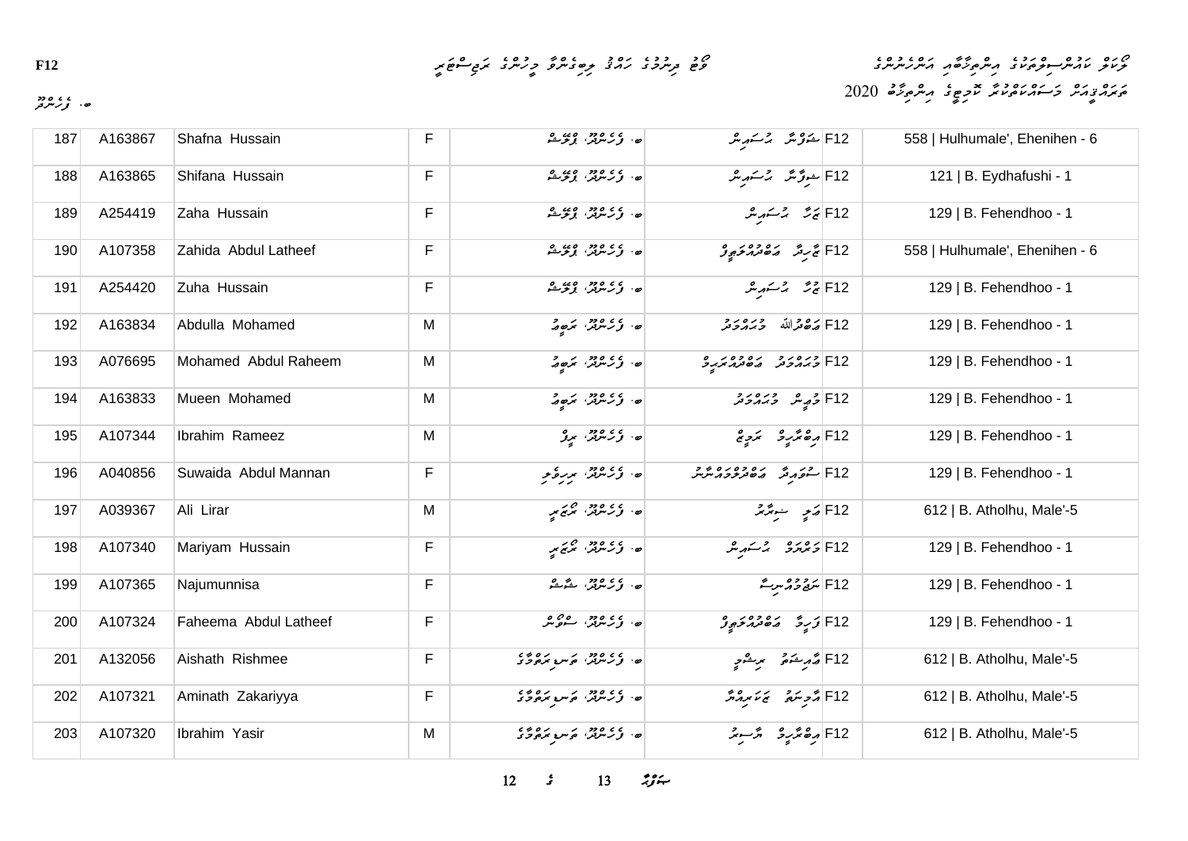ޅ. ފުޅަދޫ

| 187 | A163867 | Shafna Hussain | F | ޅ. ފުޅަދޫ، ޕޮޕީސް | F12 ޝަފްނާ ހުސައިން | 558 \| Hulhumale', Ehenihen - 6 |
|---|---|---|---|---|---|---|
| 188 | A163865 | Shifana Hussain | F | ޅ. ފުޅަދޫ، ޕޮޕީސް | F12 ޝިފާނާ ހުސައިން | 121 \| B. Eydhafushi - 1 |
| 189 | A254419 | Zaha Hussain | F | ޅ. ފުޅަދޫ، ޕޮޕީސް | F12 ޒަހާ ހުސައިން | 129 \| B. Fehendhoo - 1 |
| 190 | A107358 | Zahida Abdul Latheef | F | ޅ. ފުޅަދޫ، ޕޮޕީސް | F12 ޒާހިދާ އަބްދުލްލަޠީފް | 558 \| Hulhumale', Ehenihen - 6 |
| 191 | A254420 | Zuha Hussain | F | ޅ. ފުޅަދޫ، ޕޮޕީސް | F12 ޒުހާ ހުސައިން | 129 \| B. Fehendhoo - 1 |
| 192 | A163834 | Abdulla Mohamed | M | ޅ. ފުޅަދޫ، ރަބީޢާ | F12 އަބްދުالله މުޙައްމަދު | 129 \| B. Fehendhoo - 1 |
| 193 | A076695 | Mohamed Abdul Raheem | M | ޅ. ފުޅަދޫ، ރަބީޢާ | F12 މުޙައްމަދު އަބްދުއްރަޙީމް | 129 \| B. Fehendhoo - 1 |
| 194 | A163833 | Mueen Mohamed | M | ޅ. ފުޅަދޫ، ރަބީޢާ | F12 މުޢީން މުޙައްމަދު | 129 \| B. Fehendhoo - 1 |
| 195 | A107344 | Ibrahim Rameez | M | ޅ. ފުޅަދޫ، ރިލޭ | F12 އިބްރާހީމް ރަމީޒް | 129 \| B. Fehendhoo - 1 |
| 196 | A040856 | Suwaida Abdul Mannan | F | ޅ. ފުޅަދޫ، ރިރިވެލި | F12 ސުވައިދާ އަބްދުލްމައްނާން | 129 \| B. Fehendhoo - 1 |
| 197 | A039367 | Ali Lirar | M | ޅ. ފުޅަދޫ، ރޯޒަރީ | F12 އަލީ ލިރާރު | 612 \| B. Atholhu, Male'-5 |
| 198 | A107340 | Mariyam Hussain | F | ޅ. ފުޅަދޫ، ރޯޒަރީ | F12 މަރިޔަމް ހުސައިން | 129 \| B. Fehendhoo - 1 |
| 199 | A107365 | Najumunnisa | F | ޅ. ފުޅަދޫ، ސާޝާ | F12 ނަޖުމުއްނިސާ | 129 \| B. Fehendhoo - 1 |
| 200 | A107324 | Faheema Abdul Latheef | F | ޅ. ފުޅަދޫ، ސޮލޮން | F12 ފަހީމާ އަބްދުލްލަޠީފް | 129 \| B. Fehendhoo - 1 |
| 201 | A132056 | Aishath Rishmee | F | ޅ. ފުޅަދޫ، ތަސް ރަބޮވާގެ | F12 އާއިޝަތު ރިޝްމީ | 612 \| B. Atholhu, Male'-5 |
| 202 | A107321 | Aminath Zakariyya | F | ޅ. ފުޅަދޫ، ތަސް ރަބޮވާގެ | F12 އާމިނަތު ޒަކަރިއްޔާ | 612 \| B. Atholhu, Male'-5 |
| 203 | A107320 | Ibrahim Yasir | M | ޅ. ފުޅަދޫ، ތަސް ރަބޮވާގެ | F12 އިބްރާހީމް ޔާސިރު | 612 \| B. Atholhu, Male'-5 |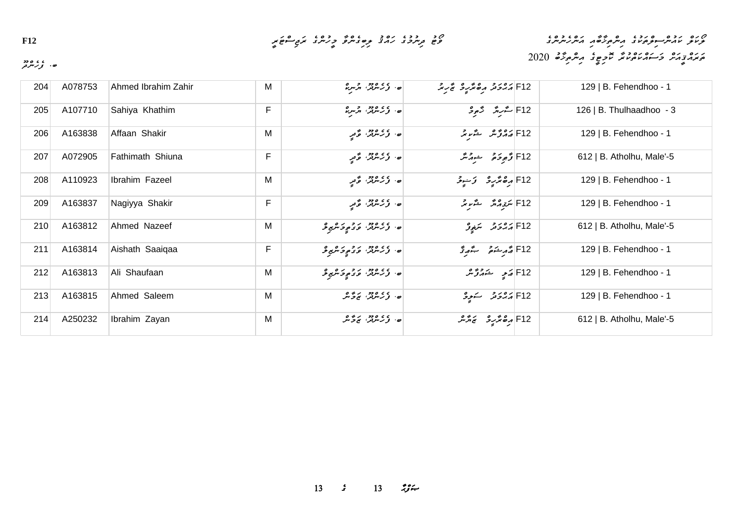ޕާކާލަ ކައުންސިލްތަކުގެ އިންތިޚާބާއި އަންހެނުންގެ ތަރައްޤީއަށް މަސައްކަތްކުރާ ކޮމިޓީގެ އިންތިޚާބު 2020 F12

ބ. ފެހެންދޫ

| | | | | | | |
|---|---|---|---|---|---|---|
| 204 | A078753 | Ahmed Ibrahim Zahir | M | ބ. ފެހެންދޫ، އުނިރު | F12 އަޙްމަދު އިބްރާހީމް ޒާހިރު | 129 \| B. Fehendhoo - 1 |
| 205 | A107710 | Sahiya Khathim | F | ބ. ފެހެންދޫ، އުނިރު | F12 ސާހިޔާ ޚާތިމް | 126 \| B. Thulhaadhoo - 3 |
| 206 | A163838 | Affaan Shakir | M | ބ. ފެހެންދޫ، ވާދީ | F12 އައްފާން ޝާކިރު | 129 \| B. Fehendhoo - 1 |
| 207 | A072905 | Fathimath Shiuna | F | ބ. ފެހެންދޫ، ވާދީ | F12 ފާތިމަތު ޝިއުނާ | 612 \| B. Atholhu, Male'-5 |
| 208 | A110923 | Ibrahim Fazeel | M | ބ. ފެހެންދޫ، ވާދީ | F12 އިބްރާހީމް ފަޒީލު | 129 \| B. Fehendhoo - 1 |
| 209 | A163837 | Nagiyya Shakir | F | ބ. ފެހެންދޫ، ވާދީ | F12 ނަޤިއްޔާ ޝާކިރު | 129 \| B. Fehendhoo - 1 |
| 210 | A163812 | Ahmed Nazeef | M | ބ. ފެހެންދޫ، ވަގުތީވަންނޫވާ | F12 އަޙްމަދު ނަޒީފު | 612 \| B. Atholhu, Male'-5 |
| 211 | A163814 | Aishath Saaiqaa | F | ބ. ފެހެންދޫ، ވަގުތީވަންނޫވާ | F12 އާއިޝަތު ސާއިޤާ | 129 \| B. Fehendhoo - 1 |
| 212 | A163813 | Ali Shaufaan | M | ބ. ފެހެންދޫ، ވަގުތީވަންނޫވާ | F12 އަލީ ޝައުފާން | 129 \| B. Fehendhoo - 1 |
| 213 | A163815 | Ahmed Saleem | M | ބ. ފެހެންދޫ، ޒަވާން | F12 އަޙްމަދު ސަލީމް | 129 \| B. Fehendhoo - 1 |
| 214 | A250232 | Ibrahim Zayan | M | ބ. ފެހެންދޫ، ޒަވާން | F12 އިބްރާހީމް ޒަޔާން | 612 \| B. Atholhu, Male'-5 |